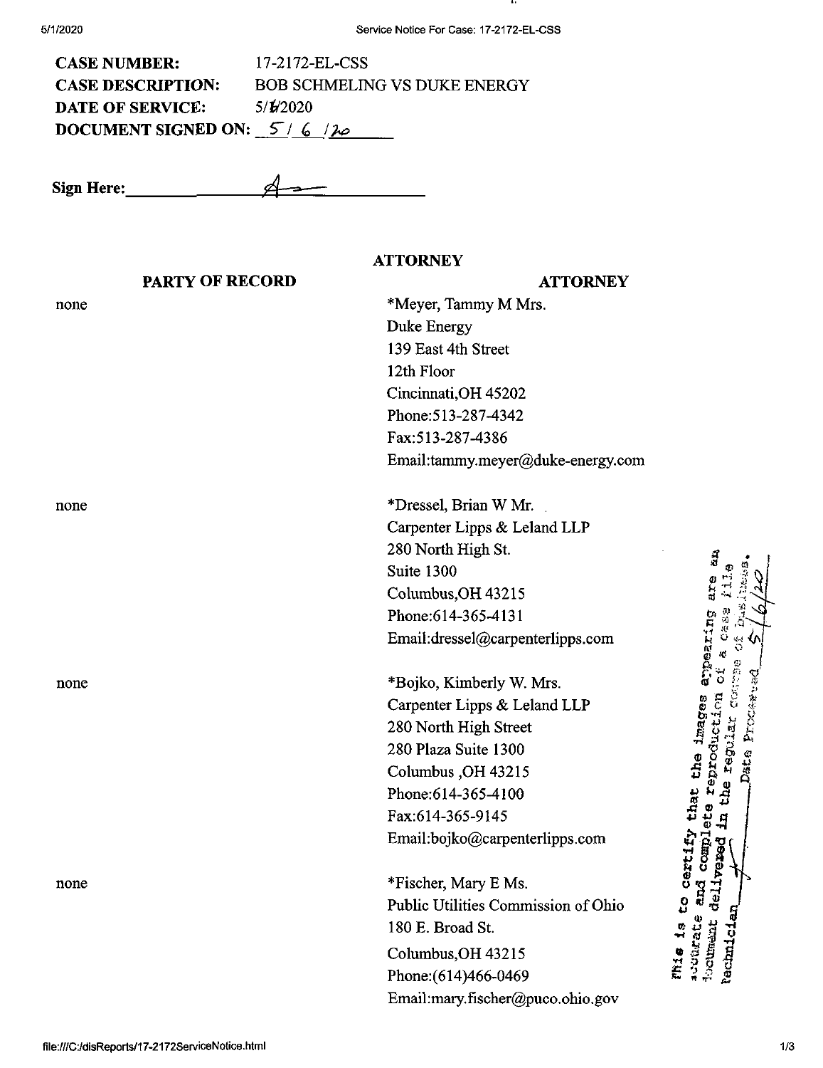**CASE NUMBER:** 17-2172-EL-CSS

**CASE DESCRIPTION:** BOB SCHMELING VS DUKE ENERGY

**DATE OF SERVICE:** 5/1/2020

**DOCUMENT SIGNED ON:** 5 / 6 / 20

**Sign Here:** ____________

**ATTORNEY**

| PARTY OF RECORD | ATTORNEY |
| --- | --- |
| none | *Meyer, Tammy M Mrs.<br>Duke Energy<br>139 East 4th Street<br>12th Floor<br>Cincinnati,OH 45202<br>Phone:513-287-4342<br>Fax:513-287-4386<br>Email:tammy.meyer@duke-energy.com |
| none | *Dressel, Brian W Mr.<br>Carpenter Lipps & Leland LLP<br>280 North High St.<br>Suite 1300<br>Columbus,OH 43215<br>Phone:614-365-4131<br>Email:dressel@carpenterlipps.com |
| none | *Bojko, Kimberly W. Mrs.<br>Carpenter Lipps & Leland LLP<br>280 North High Street<br>280 Plaza Suite 1300<br>Columbus ,OH 43215<br>Phone:614-365-4100<br>Fax:614-365-9145<br>Email:bojko@carpenterlipps.com |
| none | *Fischer, Mary E Ms.<br>Public Utilities Commission of Ohio<br>180 E. Broad St.<br>Columbus,OH 43215<br>Phone:(614)466-0469<br>Email:mary.fischer@puco.ohio.gov |

This is to certify that the images appearing are an accurate and complete reproduction of a case file document delivered in the regular course of business. Technician ______ Date Processed 5/6/20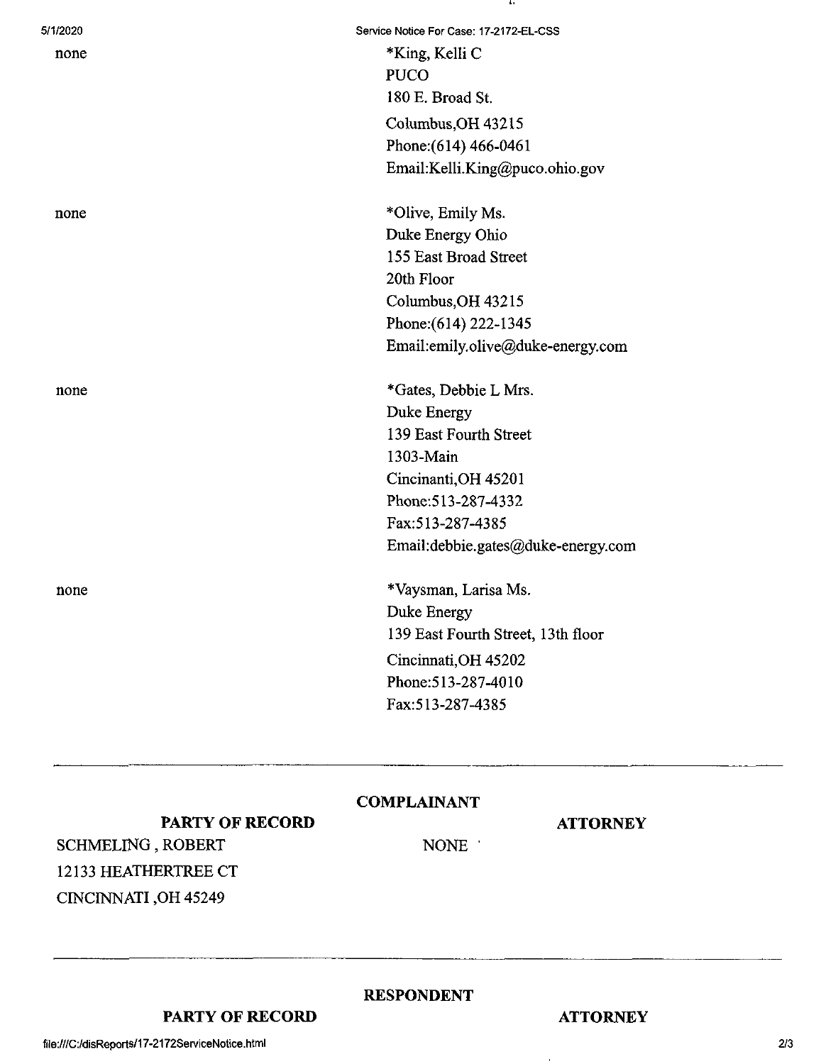| | |
|---|---|
| none | *King, Kelli C<br>PUCO<br>180 E. Broad St.<br>Columbus,OH 43215<br>Phone:(614) 466-0461<br>Email:Kelli.King@puco.ohio.gov |
| none | *Olive, Emily Ms.<br>Duke Energy Ohio<br>155 East Broad Street<br>20th Floor<br>Columbus,OH 43215<br>Phone:(614) 222-1345<br>Email:emily.olive@duke-energy.com |
| none | *Gates, Debbie L Mrs.<br>Duke Energy<br>139 East Fourth Street<br>1303-Main<br>Cincinanti,OH 45201<br>Phone:513-287-4332<br>Fax:513-287-4385<br>Email:debbie.gates@duke-energy.com |
| none | *Vaysman, Larisa Ms.<br>Duke Energy<br>139 East Fourth Street, 13th floor<br>Cincinnati,OH 45202<br>Phone:513-287-4010<br>Fax:513-287-4385 |

---

**COMPLAINANT**

| PARTY OF RECORD | ATTORNEY |
|---|---|
| SCHMELING , ROBERT<br>12133 HEATHERTREE CT<br>CINCINNATI ,OH 45249 | NONE |

---

**RESPONDENT**

| PARTY OF RECORD | ATTORNEY |
|---|---|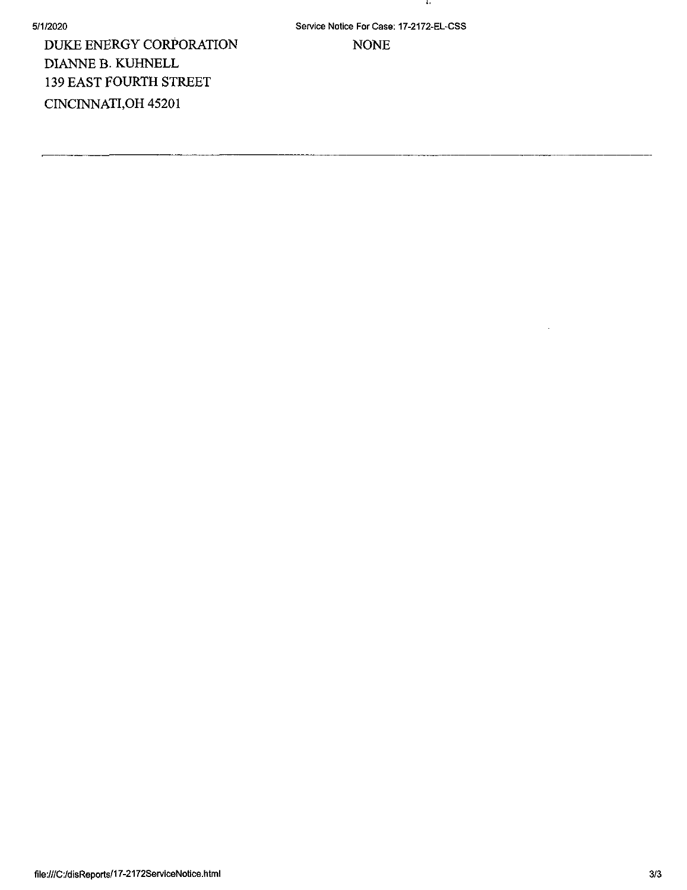DUKE ENERGY CORPORATION
DIANNE B. KUHNELL
139 EAST FOURTH STREET
CINCINNATI,OH 45201

NONE

---